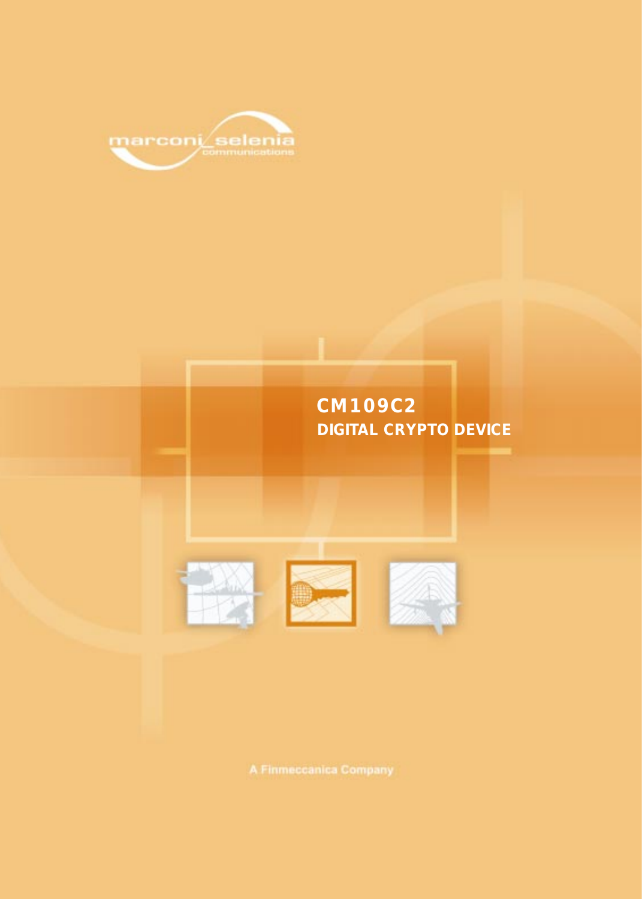marconi selenia communications

# CM109C2
## DIGITAL CRYPTO DEVICE

A Finmeccanica Company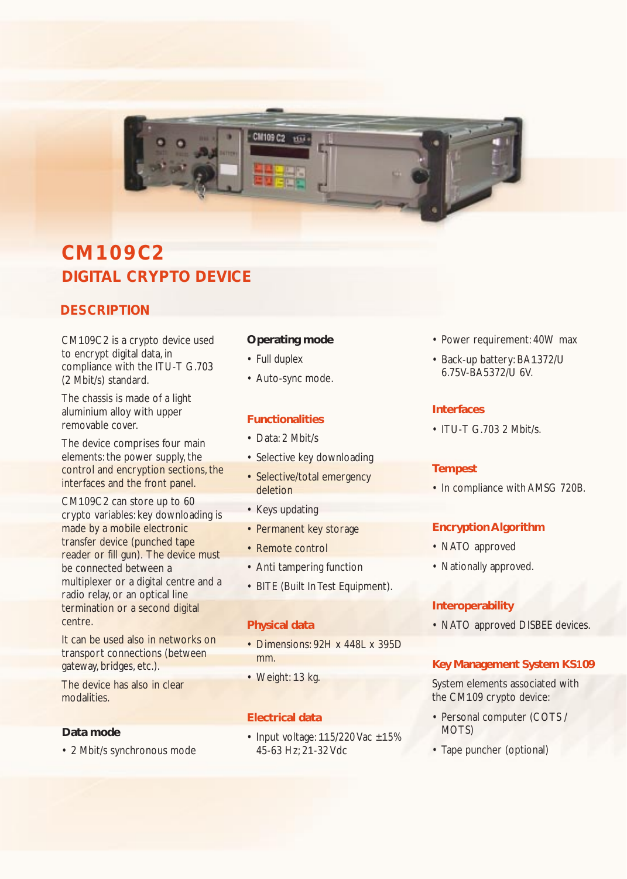# CM109C2

## DIGITAL CRYPTO DEVICE

## DESCRIPTION

CM109C2 is a crypto device used to encrypt digital data, in compliance with the ITU-T G.703 (2 Mbit/s) standard.

The chassis is made of a light aluminium alloy with upper removable cover.

The device comprises four main elements: the power supply, the control and encryption sections, the interfaces and the front panel.

CM109C2 can store up to 60 crypto variables: key downloading is made by a mobile electronic transfer device (punched tape reader or fill gun). The device must be connected between a multiplexer or a digital centre and a radio relay, or an optical line termination or a second digital centre.

It can be used also in networks on transport connections (between gateway, bridges, etc.).

The device has also in clear modalities.

### Data mode

- 2 Mbit/s synchronous mode

### Operating mode

- Full duplex
- Auto-sync mode.

### Functionalities

- Data: 2 Mbit/s
- Selective key downloading
- Selective/total emergency deletion
- Keys updating
- Permanent key storage
- Remote control
- Anti tampering function
- BITE (Built In Test Equipment).

### Physical data

- Dimensions: 92H x 448L x 395D mm.
- Weight: 13 kg.

### Electrical data

- Input voltage: 115/220 Vac ±15% 45-63 Hz; 21-32 Vdc
- Power requirement: 40W max
- Back-up battery: BA1372/U 6.75V-BA5372/U 6V.

### Interfaces

- ITU-T G.703 2 Mbit/s.

### Tempest

- In compliance with AMSG 720B.

### Encryption Algorithm

- NATO approved
- Nationally approved.

### Interoperability

- NATO approved DISBEE devices.

### Key Management System KS109

System elements associated with the CM109 crypto device:

- Personal computer (COTS / MOTS)
- Tape puncher (optional)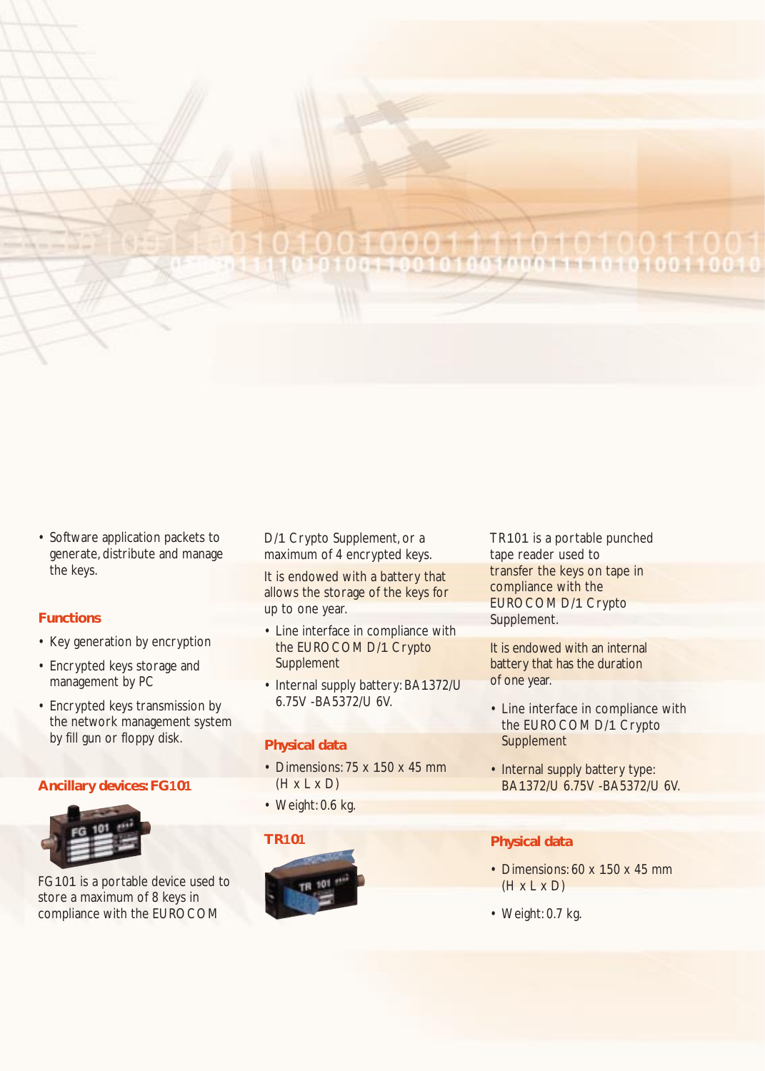- Software application packets to generate, distribute and manage the keys.

### Functions

- Key generation by encryption
- Encrypted keys storage and management by PC
- Encrypted keys transmission by the network management system by fill gun or floppy disk.

### Ancillary devices: FG101

FG101 is a portable device used to store a maximum of 8 keys in compliance with the EUROCOM D/1 Crypto Supplement, or a maximum of 4 encrypted keys.

It is endowed with a battery that allows the storage of the keys for up to one year.

- Line interface in compliance with the EUROCOM D/1 Crypto Supplement
- Internal supply battery: BA1372/U 6.75V -BA5372/U 6V.

### Physical data

- Dimensions: 75 x 150 x 45 mm (H x L x D)
- Weight: 0.6 kg.

### TR101

TR101 is a portable punched tape reader used to transfer the keys on tape in compliance with the EUROCOM D/1 Crypto Supplement.

It is endowed with an internal battery that has the duration of one year.

- Line interface in compliance with the EUROCOM D/1 Crypto Supplement
- Internal supply battery type: BA1372/U 6.75V -BA5372/U 6V.

### Physical data

- Dimensions: 60 x 150 x 45 mm (H x L x D)
- Weight: 0.7 kg.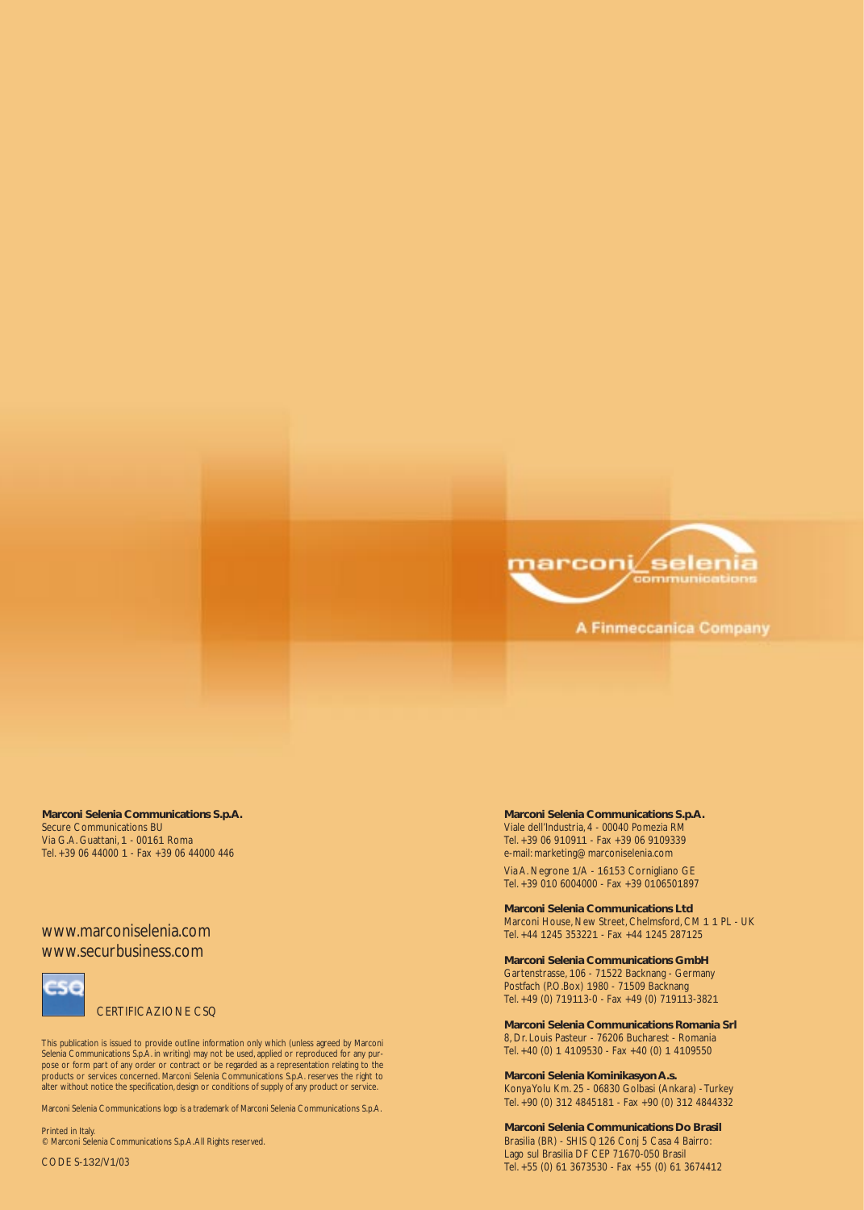marconi selenia communications

A Finmeccanica Company

**Marconi Selenia Communications S.p.A.**
Secure Communications BU
Via G.A. Guattani, 1 - 00161 Roma
Tel. +39 06 44000 1 - Fax +39 06 44000 446

www.marconiselenia.com
www.securbusiness.com

CERTIFICAZIONE CSQ

This publication is issued to provide outline information only which (unless agreed by Marconi Selenia Communications S.p.A. in writing) may not be used, applied or reproduced for any purpose or form part of any order or contract or be regarded as a representation relating to the products or services concerned. Marconi Selenia Communications S.p.A. reserves the right to alter without notice the specification, design or conditions of supply of any product or service.

Marconi Selenia Communications logo is a trademark of Marconi Selenia Communications S.p.A.

Printed in Italy.
© Marconi Selenia Communications S.p.A. All Rights reserved.

CODE S-132/V1/03

**Marconi Selenia Communications S.p.A.**
Viale dell'Industria, 4 - 00040 Pomezia RM
Tel. +39 06 910911 - Fax +39 06 9109339
e-mail: marketing@marconiselenia.com

Via A. Negrone 1/A - 16153 Cornigliano GE
Tel. +39 010 6004000 - Fax +39 0106501897

**Marconi Selenia Communications Ltd**
Marconi House, New Street, Chelmsford, CM 1 1 PL - UK
Tel. +44 1245 353221 - Fax +44 1245 287125

**Marconi Selenia Communications GmbH**
Gartenstrasse, 106 - 71522 Backnang - Germany
Postfach (P.O.Box) 1980 - 71509 Backnang
Tel. +49 (0) 719113-0 - Fax +49 (0) 719113-3821

**Marconi Selenia Communications Romania Srl**
8, Dr. Louis Pasteur - 76206 Bucharest - Romania
Tel. +40 (0) 1 4109530 - Fax +40 (0) 1 4109550

**Marconi Selenia Kominikasyon A.s.**
Konya Yolu Km. 25 - 06830 Golbasi (Ankara) - Turkey
Tel. +90 (0) 312 4845181 - Fax +90 (0) 312 4844332

**Marconi Selenia Communications Do Brasil**
Brasilia (BR) - SHIS Q 126 Conj 5 Casa 4 Bairro:
Lago sul Brasilia DF CEP 71670-050 Brasil
Tel. +55 (0) 61 3673530 - Fax +55 (0) 61 3674412